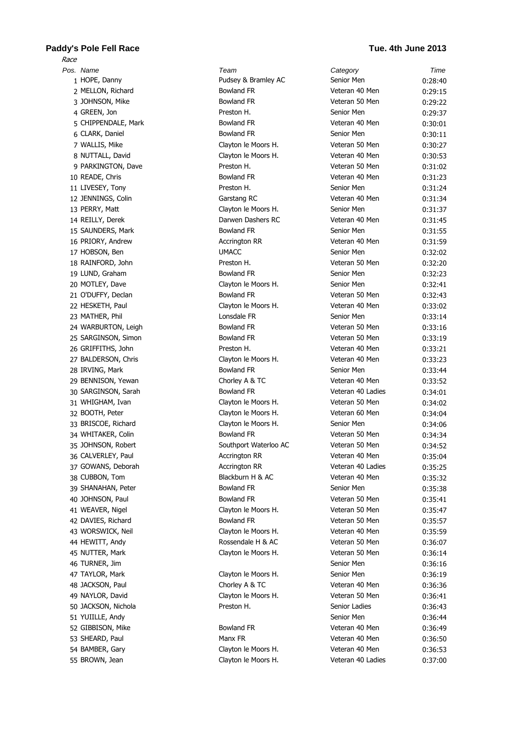**Paddy's Pole Fell Race** **Tue. 4th June 2013**

*Race*

| *Pos.* | *Name* | *Team* | *Category* | *Time* |
|---|---|---|---|---|
| 1 | HOPE, Danny | Pudsey & Bramley AC | Senior Men | 0:28:40 |
| 2 | MELLON, Richard | Bowland FR | Veteran 40 Men | 0:29:15 |
| 3 | JOHNSON, Mike | Bowland FR | Veteran 50 Men | 0:29:22 |
| 4 | GREEN, Jon | Preston H. | Senior Men | 0:29:37 |
| 5 | CHIPPENDALE, Mark | Bowland FR | Veteran 40 Men | 0:30:01 |
| 6 | CLARK, Daniel | Bowland FR | Senior Men | 0:30:11 |
| 7 | WALLIS, Mike | Clayton le Moors H. | Veteran 50 Men | 0:30:27 |
| 8 | NUTTALL, David | Clayton le Moors H. | Veteran 40 Men | 0:30:53 |
| 9 | PARKINGTON, Dave | Preston H. | Veteran 50 Men | 0:31:02 |
| 10 | READE, Chris | Bowland FR | Veteran 40 Men | 0:31:23 |
| 11 | LIVESEY, Tony | Preston H. | Senior Men | 0:31:24 |
| 12 | JENNINGS, Colin | Garstang RC | Veteran 40 Men | 0:31:34 |
| 13 | PERRY, Matt | Clayton le Moors H. | Senior Men | 0:31:37 |
| 14 | REILLY, Derek | Darwen Dashers RC | Veteran 40 Men | 0:31:45 |
| 15 | SAUNDERS, Mark | Bowland FR | Senior Men | 0:31:55 |
| 16 | PRIORY, Andrew | Accrington RR | Veteran 40 Men | 0:31:59 |
| 17 | HOBSON, Ben | UMACC | Senior Men | 0:32:02 |
| 18 | RAINFORD, John | Preston H. | Veteran 50 Men | 0:32:20 |
| 19 | LUND, Graham | Bowland FR | Senior Men | 0:32:23 |
| 20 | MOTLEY, Dave | Clayton le Moors H. | Senior Men | 0:32:41 |
| 21 | O'DUFFY, Declan | Bowland FR | Veteran 50 Men | 0:32:43 |
| 22 | HESKETH, Paul | Clayton le Moors H. | Veteran 40 Men | 0:33:02 |
| 23 | MATHER, Phil | Lonsdale FR | Senior Men | 0:33:14 |
| 24 | WARBURTON, Leigh | Bowland FR | Veteran 50 Men | 0:33:16 |
| 25 | SARGINSON, Simon | Bowland FR | Veteran 50 Men | 0:33:19 |
| 26 | GRIFFITHS, John | Preston H. | Veteran 40 Men | 0:33:21 |
| 27 | BALDERSON, Chris | Clayton le Moors H. | Veteran 40 Men | 0:33:23 |
| 28 | IRVING, Mark | Bowland FR | Senior Men | 0:33:44 |
| 29 | BENNISON, Yewan | Chorley A & TC | Veteran 40 Men | 0:33:52 |
| 30 | SARGINSON, Sarah | Bowland FR | Veteran 40 Ladies | 0:34:01 |
| 31 | WHIGHAM, Ivan | Clayton le Moors H. | Veteran 50 Men | 0:34:02 |
| 32 | BOOTH, Peter | Clayton le Moors H. | Veteran 60 Men | 0:34:04 |
| 33 | BRISCOE, Richard | Clayton le Moors H. | Senior Men | 0:34:06 |
| 34 | WHITAKER, Colin | Bowland FR | Veteran 50 Men | 0:34:34 |
| 35 | JOHNSON, Robert | Southport Waterloo AC | Veteran 50 Men | 0:34:52 |
| 36 | CALVERLEY, Paul | Accrington RR | Veteran 40 Men | 0:35:04 |
| 37 | GOWANS, Deborah | Accrington RR | Veteran 40 Ladies | 0:35:25 |
| 38 | CUBBON, Tom | Blackburn H & AC | Veteran 40 Men | 0:35:32 |
| 39 | SHANAHAN, Peter | Bowland FR | Senior Men | 0:35:38 |
| 40 | JOHNSON, Paul | Bowland FR | Veteran 50 Men | 0:35:41 |
| 41 | WEAVER, Nigel | Clayton le Moors H. | Veteran 50 Men | 0:35:47 |
| 42 | DAVIES, Richard | Bowland FR | Veteran 50 Men | 0:35:57 |
| 43 | WORSWICK, Neil | Clayton le Moors H. | Veteran 40 Men | 0:35:59 |
| 44 | HEWITT, Andy | Rossendale H & AC | Veteran 50 Men | 0:36:07 |
| 45 | NUTTER, Mark | Clayton le Moors H. | Veteran 50 Men | 0:36:14 |
| 46 | TURNER, Jim | | Senior Men | 0:36:16 |
| 47 | TAYLOR, Mark | Clayton le Moors H. | Senior Men | 0:36:19 |
| 48 | JACKSON, Paul | Chorley A & TC | Veteran 40 Men | 0:36:36 |
| 49 | NAYLOR, David | Clayton le Moors H. | Veteran 50 Men | 0:36:41 |
| 50 | JACKSON, Nichola | Preston H. | Senior Ladies | 0:36:43 |
| 51 | YUIILLE, Andy | | Senior Men | 0:36:44 |
| 52 | GIBBISON, Mike | Bowland FR | Veteran 40 Men | 0:36:49 |
| 53 | SHEARD, Paul | Manx FR | Veteran 40 Men | 0:36:50 |
| 54 | BAMBER, Gary | Clayton le Moors H. | Veteran 40 Men | 0:36:53 |
| 55 | BROWN, Jean | Clayton le Moors H. | Veteran 40 Ladies | 0:37:00 |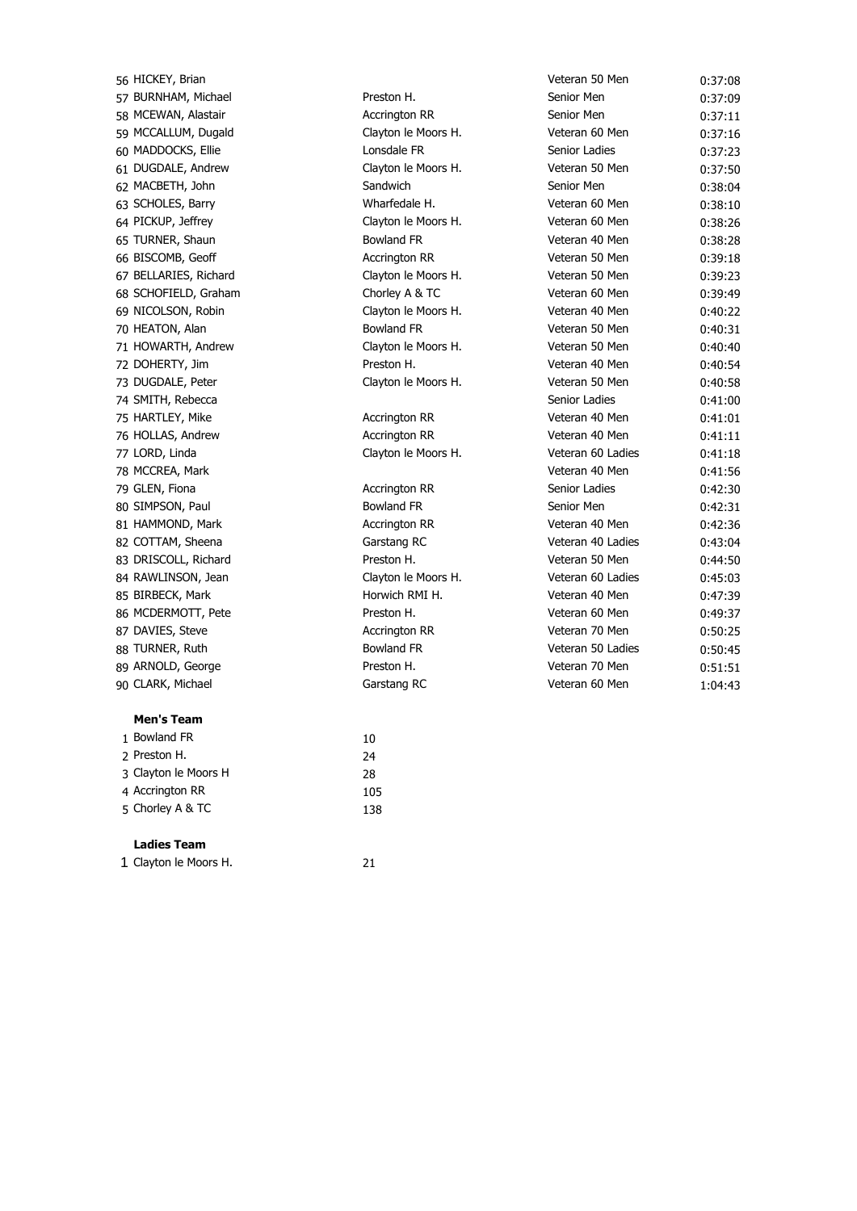| | | | | |
|---|---|---|---|---|
| 56 | HICKEY, Brian | | Veteran 50 Men | 0:37:08 |
| 57 | BURNHAM, Michael | Preston H. | Senior Men | 0:37:09 |
| 58 | MCEWAN, Alastair | Accrington RR | Senior Men | 0:37:11 |
| 59 | MCCALLUM, Dugald | Clayton le Moors H. | Veteran 60 Men | 0:37:16 |
| 60 | MADDOCKS, Ellie | Lonsdale FR | Senior Ladies | 0:37:23 |
| 61 | DUGDALE, Andrew | Clayton le Moors H. | Veteran 50 Men | 0:37:50 |
| 62 | MACBETH, John | Sandwich | Senior Men | 0:38:04 |
| 63 | SCHOLES, Barry | Wharfedale H. | Veteran 60 Men | 0:38:10 |
| 64 | PICKUP, Jeffrey | Clayton le Moors H. | Veteran 60 Men | 0:38:26 |
| 65 | TURNER, Shaun | Bowland FR | Veteran 40 Men | 0:38:28 |
| 66 | BISCOMB, Geoff | Accrington RR | Veteran 50 Men | 0:39:18 |
| 67 | BELLARIES, Richard | Clayton le Moors H. | Veteran 50 Men | 0:39:23 |
| 68 | SCHOFIELD, Graham | Chorley A & TC | Veteran 60 Men | 0:39:49 |
| 69 | NICOLSON, Robin | Clayton le Moors H. | Veteran 40 Men | 0:40:22 |
| 70 | HEATON, Alan | Bowland FR | Veteran 50 Men | 0:40:31 |
| 71 | HOWARTH, Andrew | Clayton le Moors H. | Veteran 50 Men | 0:40:40 |
| 72 | DOHERTY, Jim | Preston H. | Veteran 40 Men | 0:40:54 |
| 73 | DUGDALE, Peter | Clayton le Moors H. | Veteran 50 Men | 0:40:58 |
| 74 | SMITH, Rebecca | | Senior Ladies | 0:41:00 |
| 75 | HARTLEY, Mike | Accrington RR | Veteran 40 Men | 0:41:01 |
| 76 | HOLLAS, Andrew | Accrington RR | Veteran 40 Men | 0:41:11 |
| 77 | LORD, Linda | Clayton le Moors H. | Veteran 60 Ladies | 0:41:18 |
| 78 | MCCREA, Mark | | Veteran 40 Men | 0:41:56 |
| 79 | GLEN, Fiona | Accrington RR | Senior Ladies | 0:42:30 |
| 80 | SIMPSON, Paul | Bowland FR | Senior Men | 0:42:31 |
| 81 | HAMMOND, Mark | Accrington RR | Veteran 40 Men | 0:42:36 |
| 82 | COTTAM, Sheena | Garstang RC | Veteran 40 Ladies | 0:43:04 |
| 83 | DRISCOLL, Richard | Preston H. | Veteran 50 Men | 0:44:50 |
| 84 | RAWLINSON, Jean | Clayton le Moors H. | Veteran 60 Ladies | 0:45:03 |
| 85 | BIRBECK, Mark | Horwich RMI H. | Veteran 40 Men | 0:47:39 |
| 86 | MCDERMOTT, Pete | Preston H. | Veteran 60 Men | 0:49:37 |
| 87 | DAVIES, Steve | Accrington RR | Veteran 70 Men | 0:50:25 |
| 88 | TURNER, Ruth | Bowland FR | Veteran 50 Ladies | 0:50:45 |
| 89 | ARNOLD, George | Preston H. | Veteran 70 Men | 0:51:51 |
| 90 | CLARK, Michael | Garstang RC | Veteran 60 Men | 1:04:43 |

**Men's Team**

| | | |
|---|---|---|
| 1 | Bowland FR | 10 |
| 2 | Preston H. | 24 |
| 3 | Clayton le Moors H | 28 |
| 4 | Accrington RR | 105 |
| 5 | Chorley A & TC | 138 |

**Ladies Team**

| | | |
|---|---|---|
| 1 | Clayton le Moors H. | 21 |